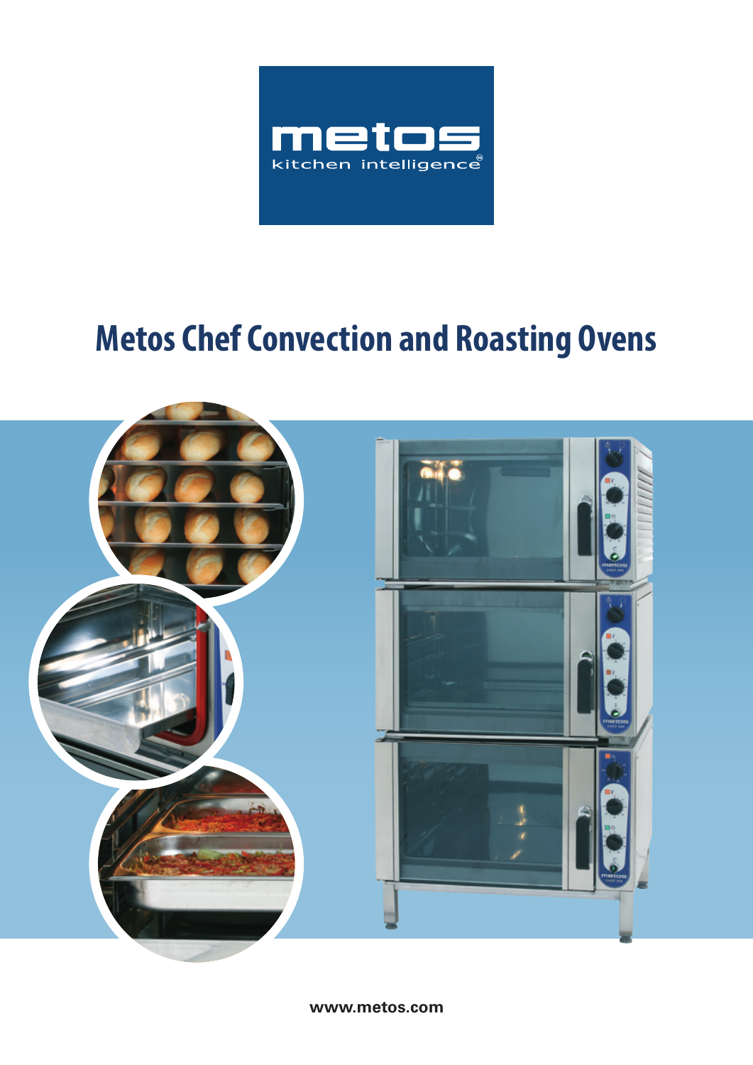metos
kitchen intelligence

# Metos Chef Convection and Roasting Ovens

www.metos.com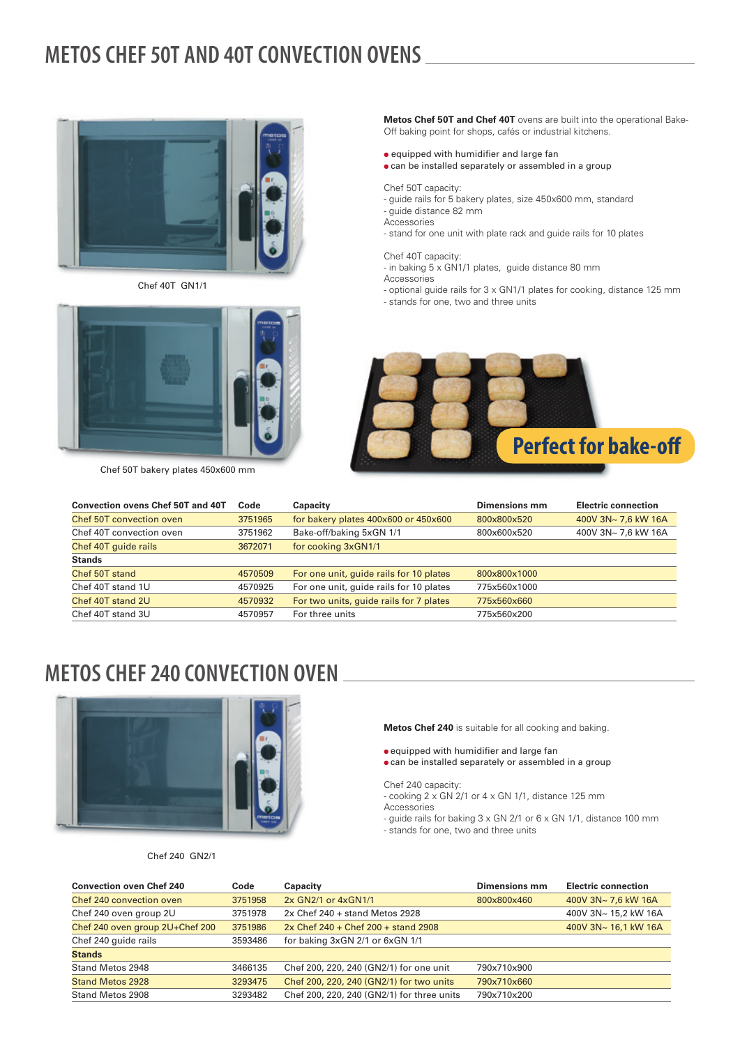# METOS CHEF 50T AND 40T CONVECTION OVENS

Chef 40T GN1/1

Chef 50T bakery plates 450x600 mm

**Metos Chef 50T and Chef 40T** ovens are built into the operational Bake-Off baking point for shops, cafés or industrial kitchens.

- equipped with humidifier and large fan
- can be installed separately or assembled in a group

Chef 50T capacity:
- guide rails for 5 bakery plates, size 450x600 mm, standard
- guide distance 82 mm

Accessories
- stand for one unit with plate rack and guide rails for 10 plates

Chef 40T capacity:
- in baking 5 x GN1/1 plates, guide distance 80 mm

Accessories
- optional guide rails for 3 x GN1/1 plates for cooking, distance 125 mm
- stands for one, two and three units

Perfect for bake-off

| Convection ovens Chef 50T and 40T | Code | Capacity | Dimensions mm | Electric connection |
|---|---|---|---|---|
| Chef 50T convection oven | 3751965 | for bakery plates 400x600 or 450x600 | 800x800x520 | 400V 3N~ 7,6 kW 16A |
| Chef 40T convection oven | 3751962 | Bake-off/baking 5xGN 1/1 | 800x600x520 | 400V 3N~ 7,6 kW 16A |
| Chef 40T guide rails | 3672071 | for cooking 3xGN1/1 | | |
| **Stands** | | | | |
| Chef 50T stand | 4570509 | For one unit, guide rails for 10 plates | 800x800x1000 | |
| Chef 40T stand 1U | 4570925 | For one unit, guide rails for 10 plates | 775x560x1000 | |
| Chef 40T stand 2U | 4570932 | For two units, guide rails for 7 plates | 775x560x660 | |
| Chef 40T stand 3U | 4570957 | For three units | 775x560x200 | |

# METOS CHEF 240 CONVECTION OVEN

Chef 240 GN2/1

**Metos Chef 240** is suitable for all cooking and baking.

- equipped with humidifier and large fan
- can be installed separately or assembled in a group

Chef 240 capacity:
- cooking 2 x GN 2/1 or 4 x GN 1/1, distance 125 mm

Accessories
- guide rails for baking 3 x GN 2/1 or 6 x GN 1/1, distance 100 mm
- stands for one, two and three units

| Convection oven Chef 240 | Code | Capacity | Dimensions mm | Electric connection |
|---|---|---|---|---|
| Chef 240 convection oven | 3751958 | 2x GN2/1 or 4xGN1/1 | 800x800x460 | 400V 3N~ 7,6 kW 16A |
| Chef 240 oven group 2U | 3751978 | 2x Chef 240 + stand Metos 2928 | | 400V 3N~ 15,2 kW 16A |
| Chef 240 oven group 2U+Chef 200 | 3751986 | 2x Chef 240 + Chef 200 + stand 2908 | | 400V 3N~ 16,1 kW 16A |
| Chef 240 guide rails | 3593486 | for baking 3xGN 2/1 or 6xGN 1/1 | | |
| **Stands** | | | | |
| Stand Metos 2948 | 3466135 | Chef 200, 220, 240 (GN2/1) for one unit | 790x710x900 | |
| Stand Metos 2928 | 3293475 | Chef 200, 220, 240 (GN2/1) for two units | 790x710x660 | |
| Stand Metos 2908 | 3293482 | Chef 200, 220, 240 (GN2/1) for three units | 790x710x200 | |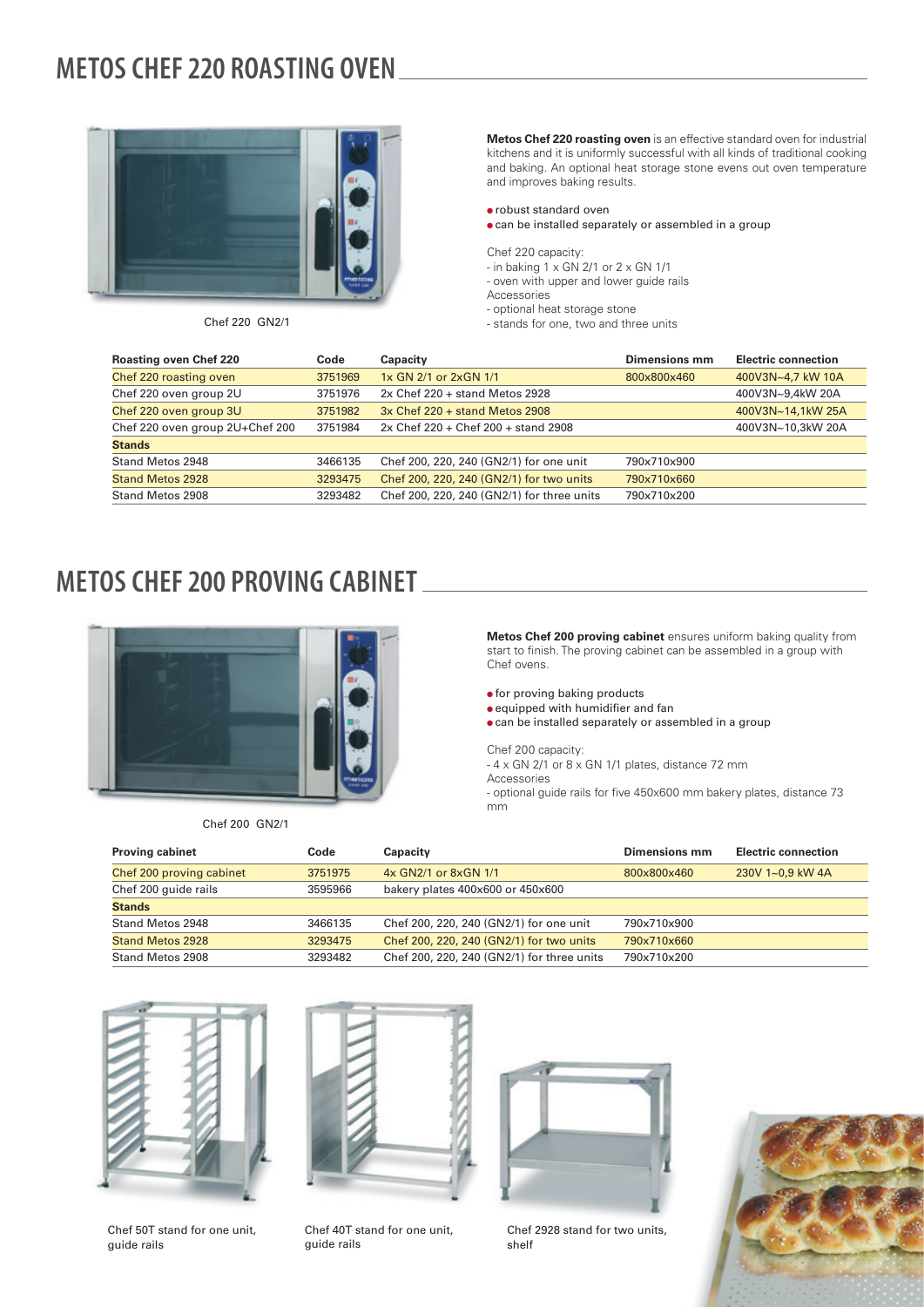# METOS CHEF 220 ROASTING OVEN

Chef 220 GN2/1

**Metos Chef 220 roasting oven** is an effective standard oven for industrial kitchens and it is uniformly successful with all kinds of traditional cooking and baking. An optional heat storage stone evens out oven temperature and improves baking results.

- robust standard oven
- can be installed separately or assembled in a group

Chef 220 capacity:
- in baking 1 x GN 2/1 or 2 x GN 1/1
- oven with upper and lower guide rails

Accessories
- optional heat storage stone
- stands for one, two and three units

| Roasting oven Chef 220 | Code | Capacity | Dimensions mm | Electric connection |
|---|---|---|---|---|
| Chef 220 roasting oven | 3751969 | 1x GN 2/1 or 2xGN 1/1 | 800x800x460 | 400V3N~4,7 kW 10A |
| Chef 220 oven group 2U | 3751976 | 2x Chef 220 + stand Metos 2928 | | 400V3N~9,4kW 20A |
| Chef 220 oven group 3U | 3751982 | 3x Chef 220 + stand Metos 2908 | | 400V3N~14,1kW 25A |
| Chef 220 oven group 2U+Chef 200 | 3751984 | 2x Chef 220 + Chef 200 + stand 2908 | | 400V3N~10,3kW 20A |
| **Stands** | | | | |
| Stand Metos 2948 | 3466135 | Chef 200, 220, 240 (GN2/1) for one unit | 790x710x900 | |
| Stand Metos 2928 | 3293475 | Chef 200, 220, 240 (GN2/1) for two units | 790x710x660 | |
| Stand Metos 2908 | 3293482 | Chef 200, 220, 240 (GN2/1) for three units | 790x710x200 | |

# METOS CHEF 200 PROVING CABINET

Chef 200 GN2/1

**Metos Chef 200 proving cabinet** ensures uniform baking quality from start to finish. The proving cabinet can be assembled in a group with Chef ovens.

- for proving baking products
- equipped with humidifier and fan
- can be installed separately or assembled in a group

Chef 200 capacity:
- 4 x GN 2/1 or 8 x GN 1/1 plates, distance 72 mm

Accessories
- optional guide rails for five 450x600 mm bakery plates, distance 73 mm

| Proving cabinet | Code | Capacity | Dimensions mm | Electric connection |
|---|---|---|---|---|
| Chef 200 proving cabinet | 3751975 | 4x GN2/1 or 8xGN 1/1 | 800x800x460 | 230V 1~0,9 kW 4A |
| Chef 200 guide rails | 3595966 | bakery plates 400x600 or 450x600 | | |
| **Stands** | | | | |
| Stand Metos 2948 | 3466135 | Chef 200, 220, 240 (GN2/1) for one unit | 790x710x900 | |
| Stand Metos 2928 | 3293475 | Chef 200, 220, 240 (GN2/1) for two units | 790x710x660 | |
| Stand Metos 2908 | 3293482 | Chef 200, 220, 240 (GN2/1) for three units | 790x710x200 | |

Chef 50T stand for one unit, guide rails

Chef 40T stand for one unit, guide rails

Chef 2928 stand for two units, shelf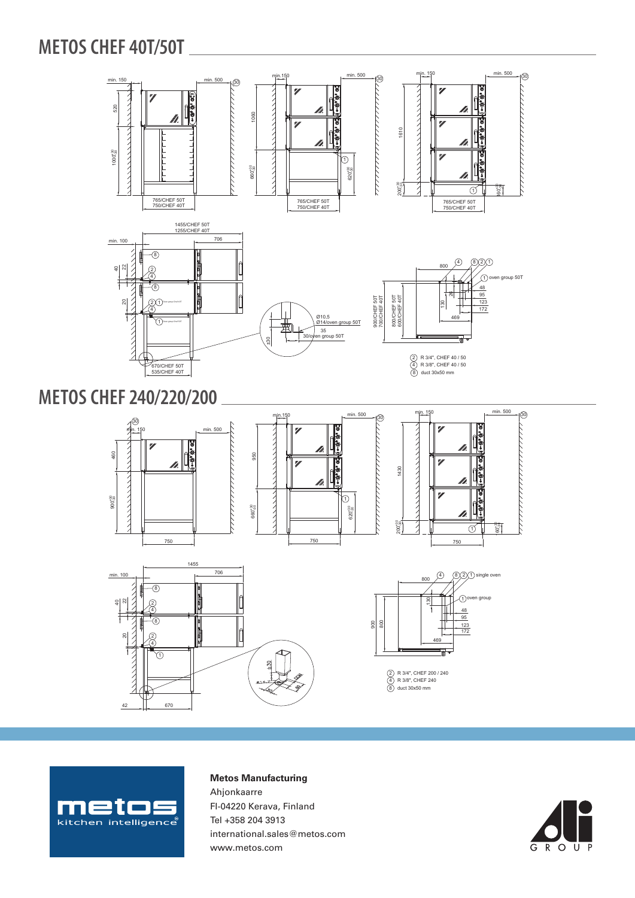# METOS CHEF 40T/50T

min. 150
min. 500
520
1000
765/CHEF 50T
750/CHEF 40T
1060
660
620
765/CHEF 50T
750/CHEF 40T
1610
200
60
765/CHEF 50T
750/CHEF 40T

1455/CHEF 50T
1255/CHEF 40T
min. 100
706
40
22
20
670/CHEF 50T
535/CHEF 40T

Ø10,5
Ø14/oven group 50T
35
30/oven group 50T
±30

800
oven group 50T
48
95
123
172
469
130
900/CHEF 50T
700/CHEF 40T
800/CHEF 50T
600/CHEF 40T

(2) R 3/4", CHEF 40 / 50
(4) R 3/8", CHEF 40 / 50
(8) duct 30x50 mm

# METOS CHEF 240/220/200

min. 150
min. 500
460
900
750
950
660
620
750
1430
200
60
750

1455
706
min. 100
40
22
20
42
670

800
single oven
oven group
48
95
123
172
469
130
900
800

(2) R 3/4", CHEF 200 / 240
(4) R 3/8", CHEF 240
(8) duct 30x50 mm

metos kitchen intelligence

**Metos Manufacturing**
Ahjonkaarre
FI-04220 Kerava, Finland
Tel +358 204 3913
international.sales@metos.com
www.metos.com

ali GROUP